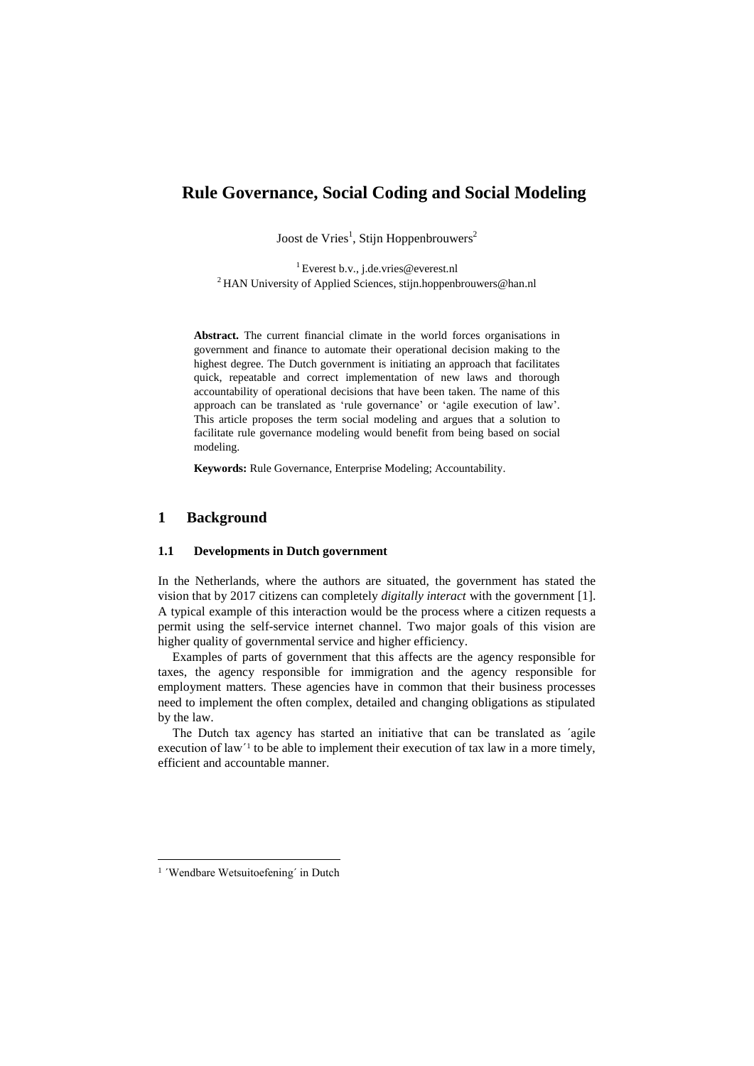# Rule Governance, Social Coding and Social Modeling

Joost de Vries[1], Stijn Hoppenbrouwers[2]

[1] Everest b.v., j.de.vries@everest.nl
[2] HAN University of Applied Sciences, stijn.hoppenbrouwers@han.nl

**Abstract.** The current financial climate in the world forces organisations in government and finance to automate their operational decision making to the highest degree. The Dutch government is initiating an approach that facilitates quick, repeatable and correct implementation of new laws and thorough accountability of operational decisions that have been taken. The name of this approach can be translated as 'rule governance' or 'agile execution of law'. This article proposes the term social modeling and argues that a solution to facilitate rule governance modeling would benefit from being based on social modeling.

**Keywords:** Rule Governance, Enterprise Modeling; Accountability.

## 1 Background

### 1.1 Developments in Dutch government

In the Netherlands, where the authors are situated, the government has stated the vision that by 2017 citizens can completely *digitally interact* with the government [1]. A typical example of this interaction would be the process where a citizen requests a permit using the self-service internet channel. Two major goals of this vision are higher quality of governmental service and higher efficiency.

Examples of parts of government that this affects are the agency responsible for taxes, the agency responsible for immigration and the agency responsible for employment matters. These agencies have in common that their business processes need to implement the often complex, detailed and changing obligations as stipulated by the law.

The Dutch tax agency has started an initiative that can be translated as ´agile execution of law´[1] to be able to implement their execution of tax law in a more timely, efficient and accountable manner.

[1] ´Wendbare Wetsuitoefening´ in Dutch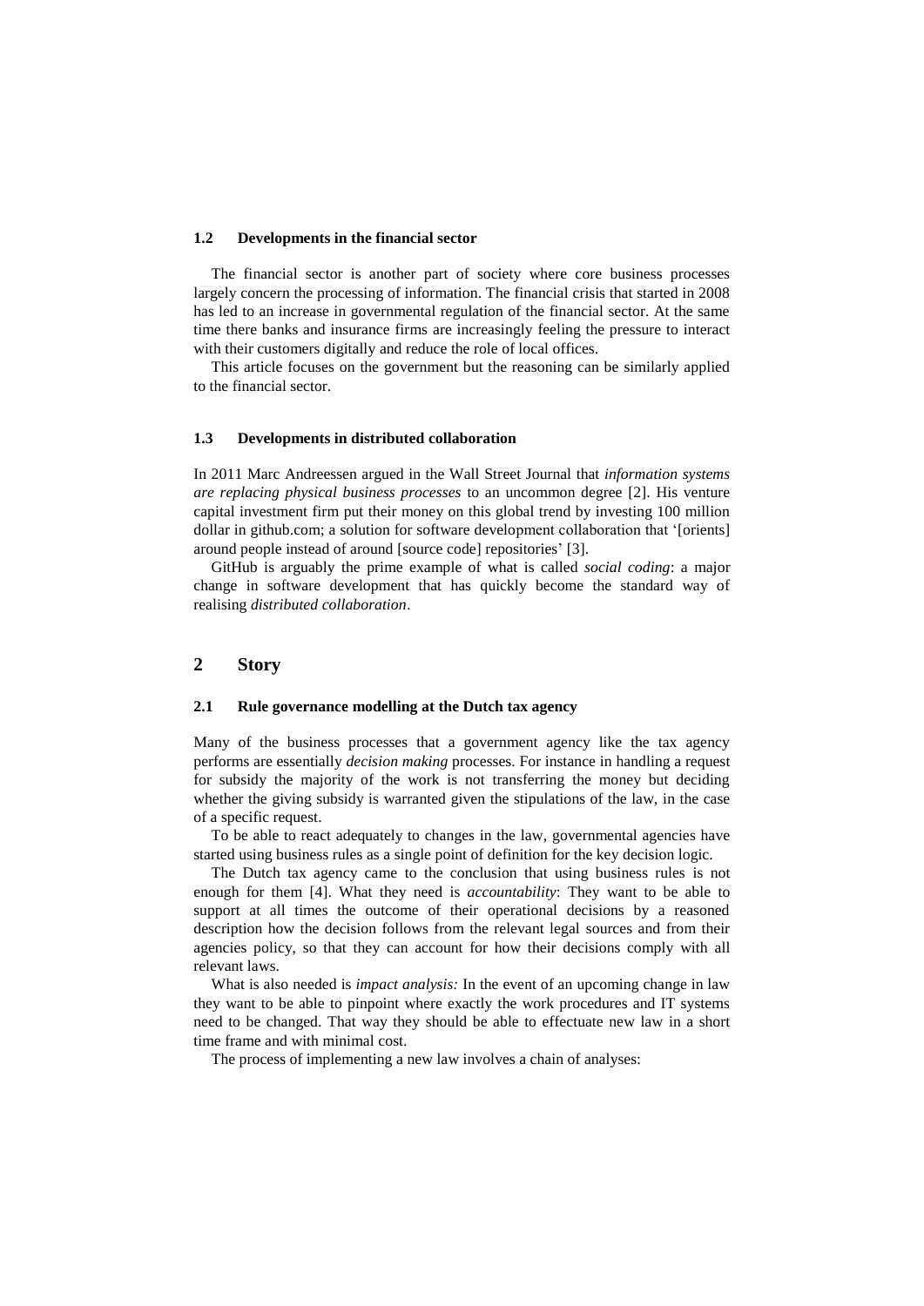### 1.2 Developments in the financial sector

The financial sector is another part of society where core business processes largely concern the processing of information. The financial crisis that started in 2008 has led to an increase in governmental regulation of the financial sector. At the same time there banks and insurance firms are increasingly feeling the pressure to interact with their customers digitally and reduce the role of local offices.

This article focuses on the government but the reasoning can be similarly applied to the financial sector.

### 1.3 Developments in distributed collaboration

In 2011 Marc Andreessen argued in the Wall Street Journal that *information systems are replacing physical business processes* to an uncommon degree [2]. His venture capital investment firm put their money on this global trend by investing 100 million dollar in github.com; a solution for software development collaboration that '[orients] around people instead of around [source code] repositories' [3].

GitHub is arguably the prime example of what is called *social coding*: a major change in software development that has quickly become the standard way of realising *distributed collaboration*.

## 2 Story

### 2.1 Rule governance modelling at the Dutch tax agency

Many of the business processes that a government agency like the tax agency performs are essentially *decision making* processes. For instance in handling a request for subsidy the majority of the work is not transferring the money but deciding whether the giving subsidy is warranted given the stipulations of the law, in the case of a specific request.

To be able to react adequately to changes in the law, governmental agencies have started using business rules as a single point of definition for the key decision logic.

The Dutch tax agency came to the conclusion that using business rules is not enough for them [4]. What they need is *accountability*: They want to be able to support at all times the outcome of their operational decisions by a reasoned description how the decision follows from the relevant legal sources and from their agencies policy, so that they can account for how their decisions comply with all relevant laws.

What is also needed is *impact analysis:* In the event of an upcoming change in law they want to be able to pinpoint where exactly the work procedures and IT systems need to be changed. That way they should be able to effectuate new law in a short time frame and with minimal cost.

The process of implementing a new law involves a chain of analyses: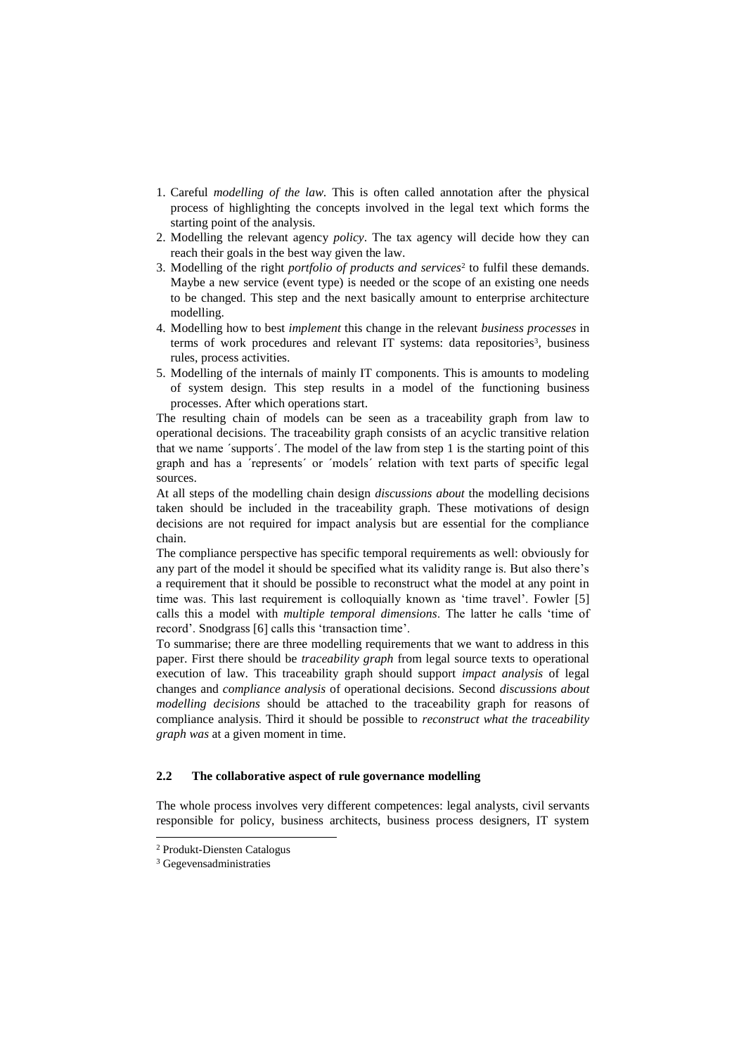1. Careful *modelling of the law*. This is often called annotation after the physical process of highlighting the concepts involved in the legal text which forms the starting point of the analysis.
2. Modelling the relevant agency *policy*. The tax agency will decide how they can reach their goals in the best way given the law.
3. Modelling of the right *portfolio of products and services*[2] to fulfil these demands. Maybe a new service (event type) is needed or the scope of an existing one needs to be changed. This step and the next basically amount to enterprise architecture modelling.
4. Modelling how to best *implement* this change in the relevant *business processes* in terms of work procedures and relevant IT systems: data repositories[3], business rules, process activities.
5. Modelling of the internals of mainly IT components. This is amounts to modeling of system design. This step results in a model of the functioning business processes. After which operations start.

The resulting chain of models can be seen as a traceability graph from law to operational decisions. The traceability graph consists of an acyclic transitive relation that we name ´supports´. The model of the law from step 1 is the starting point of this graph and has a ´represents´ or ´models´ relation with text parts of specific legal sources.

At all steps of the modelling chain design *discussions about* the modelling decisions taken should be included in the traceability graph. These motivations of design decisions are not required for impact analysis but are essential for the compliance chain.

The compliance perspective has specific temporal requirements as well: obviously for any part of the model it should be specified what its validity range is. But also there's a requirement that it should be possible to reconstruct what the model at any point in time was. This last requirement is colloquially known as 'time travel'. Fowler [5] calls this a model with *multiple temporal dimensions*. The latter he calls 'time of record'. Snodgrass [6] calls this 'transaction time'.

To summarise; there are three modelling requirements that we want to address in this paper. First there should be *traceability graph* from legal source texts to operational execution of law. This traceability graph should support *impact analysis* of legal changes and *compliance analysis* of operational decisions. Second *discussions about modelling decisions* should be attached to the traceability graph for reasons of compliance analysis. Third it should be possible to *reconstruct what the traceability graph was* at a given moment in time.

### 2.2 The collaborative aspect of rule governance modelling

The whole process involves very different competences: legal analysts, civil servants responsible for policy, business architects, business process designers, IT system

[2] Produkt-Diensten Catalogus

[3] Gegevensadministraties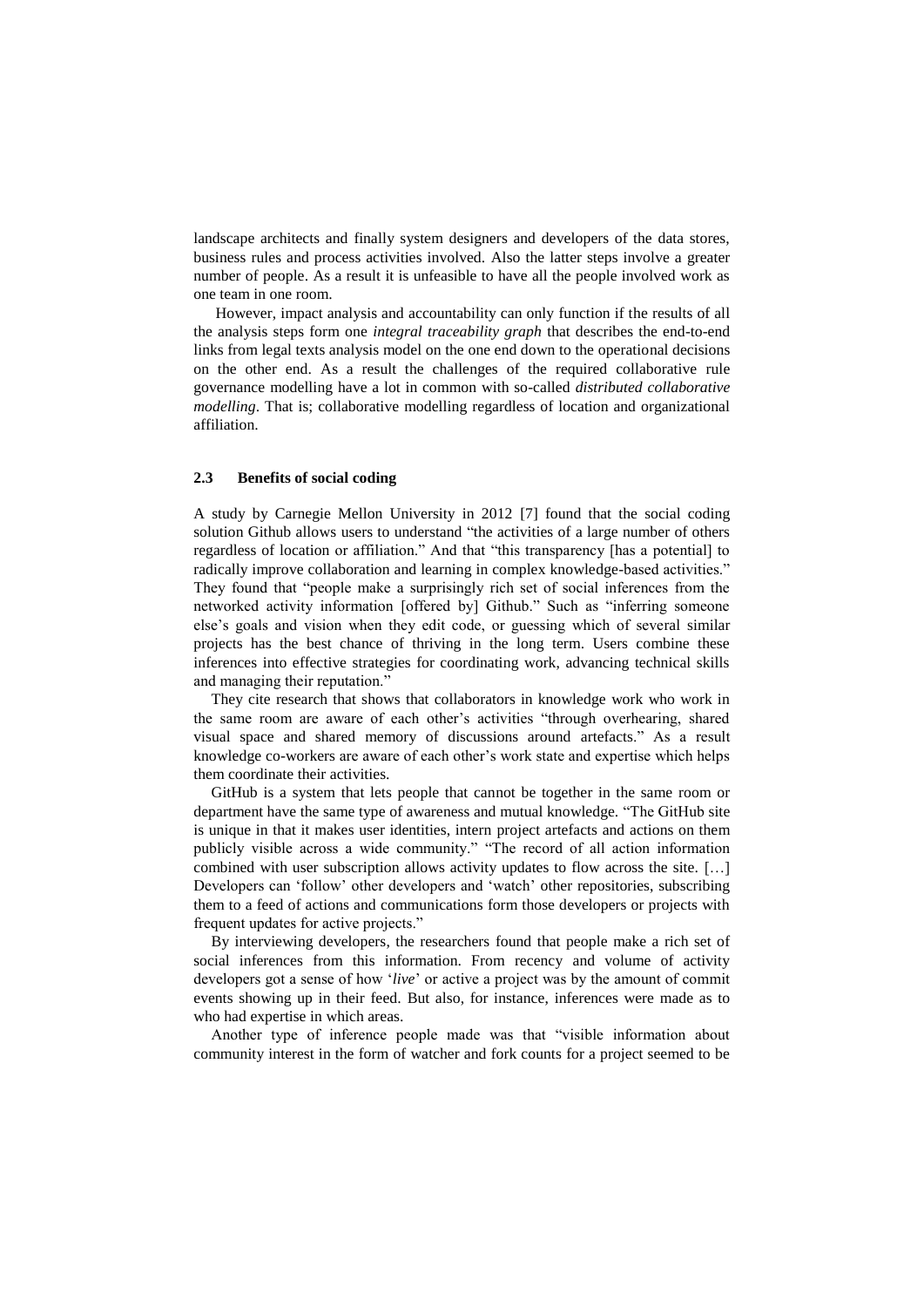landscape architects and finally system designers and developers of the data stores, business rules and process activities involved. Also the latter steps involve a greater number of people. As a result it is unfeasible to have all the people involved work as one team in one room.

However, impact analysis and accountability can only function if the results of all the analysis steps form one *integral traceability graph* that describes the end-to-end links from legal texts analysis model on the one end down to the operational decisions on the other end. As a result the challenges of the required collaborative rule governance modelling have a lot in common with so-called *distributed collaborative modelling*. That is; collaborative modelling regardless of location and organizational affiliation.

### 2.3 Benefits of social coding

A study by Carnegie Mellon University in 2012 [7] found that the social coding solution Github allows users to understand "the activities of a large number of others regardless of location or affiliation." And that "this transparency [has a potential] to radically improve collaboration and learning in complex knowledge-based activities." They found that "people make a surprisingly rich set of social inferences from the networked activity information [offered by] Github." Such as "inferring someone else's goals and vision when they edit code, or guessing which of several similar projects has the best chance of thriving in the long term. Users combine these inferences into effective strategies for coordinating work, advancing technical skills and managing their reputation."

They cite research that shows that collaborators in knowledge work who work in the same room are aware of each other's activities "through overhearing, shared visual space and shared memory of discussions around artefacts." As a result knowledge co-workers are aware of each other's work state and expertise which helps them coordinate their activities.

GitHub is a system that lets people that cannot be together in the same room or department have the same type of awareness and mutual knowledge. "The GitHub site is unique in that it makes user identities, intern project artefacts and actions on them publicly visible across a wide community." "The record of all action information combined with user subscription allows activity updates to flow across the site. […] Developers can 'follow' other developers and 'watch' other repositories, subscribing them to a feed of actions and communications form those developers or projects with frequent updates for active projects."

By interviewing developers, the researchers found that people make a rich set of social inferences from this information. From recency and volume of activity developers got a sense of how '*live*' or active a project was by the amount of commit events showing up in their feed. But also, for instance, inferences were made as to who had expertise in which areas.

Another type of inference people made was that "visible information about community interest in the form of watcher and fork counts for a project seemed to be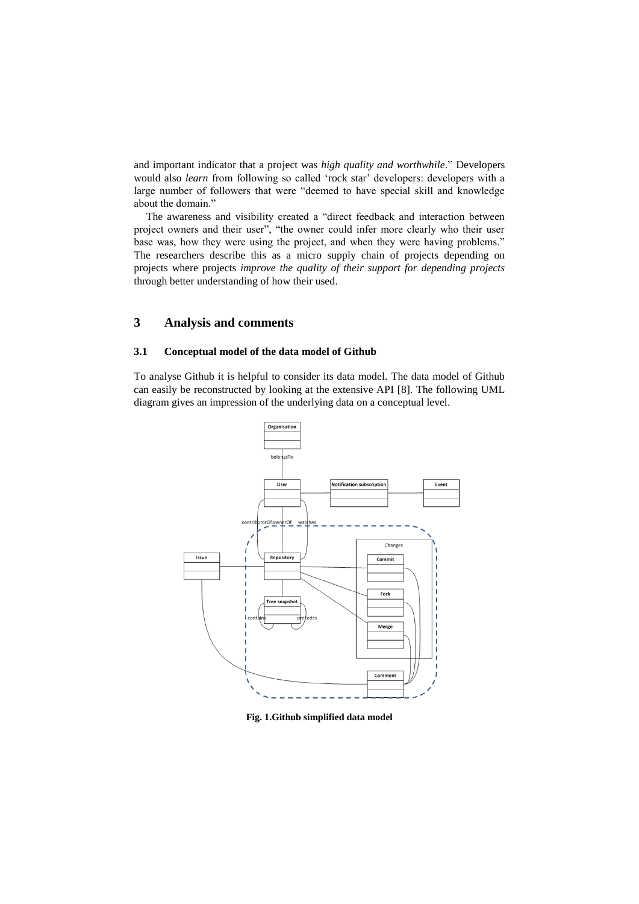and important indicator that a project was *high quality and worthwhile*." Developers would also *learn* from following so called 'rock star' developers: developers with a large number of followers that were "deemed to have special skill and knowledge about the domain."

The awareness and visibility created a "direct feedback and interaction between project owners and their user", "the owner could infer more clearly who their user base was, how they were using the project, and when they were having problems." The researchers describe this as a micro supply chain of projects depending on projects where projects *improve the quality of their support for depending projects* through better understanding of how their used.

## 3 Analysis and comments

### 3.1 Conceptual model of the data model of Github

To analyse Github it is helpful to consider its data model. The data model of Github can easily be reconstructed by looking at the extensive API [8]. The following UML diagram gives an impression of the underlying data on a conceptual level.

**Fig. 1.Github simplified data model**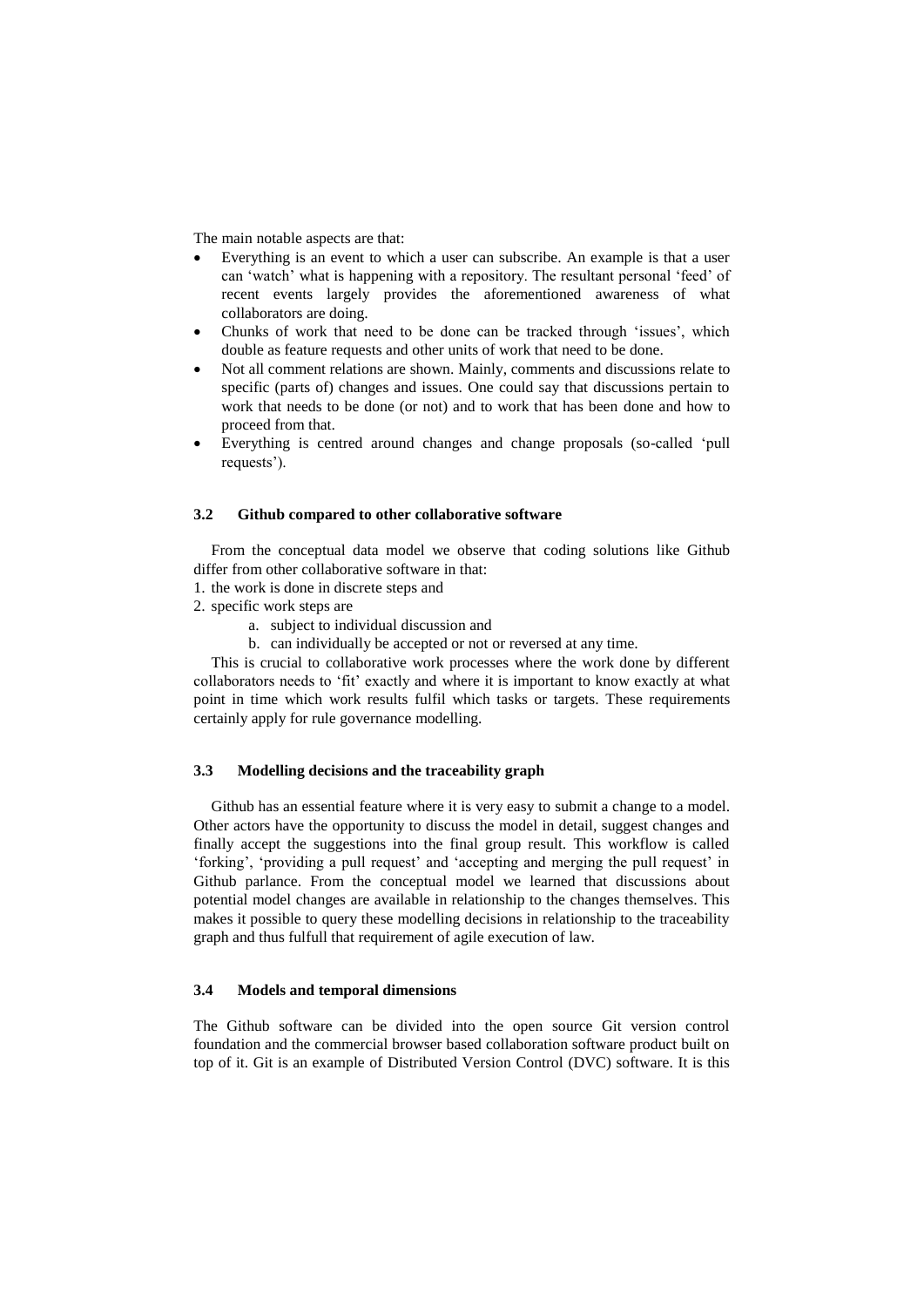The main notable aspects are that:

- Everything is an event to which a user can subscribe. An example is that a user can 'watch' what is happening with a repository. The resultant personal 'feed' of recent events largely provides the aforementioned awareness of what collaborators are doing.
- Chunks of work that need to be done can be tracked through 'issues', which double as feature requests and other units of work that need to be done.
- Not all comment relations are shown. Mainly, comments and discussions relate to specific (parts of) changes and issues. One could say that discussions pertain to work that needs to be done (or not) and to work that has been done and how to proceed from that.
- Everything is centred around changes and change proposals (so-called 'pull requests').

### 3.2 Github compared to other collaborative software

From the conceptual data model we observe that coding solutions like Github differ from other collaborative software in that:

1. the work is done in discrete steps and
2. specific work steps are
   a. subject to individual discussion and
   b. can individually be accepted or not or reversed at any time.

This is crucial to collaborative work processes where the work done by different collaborators needs to 'fit' exactly and where it is important to know exactly at what point in time which work results fulfil which tasks or targets. These requirements certainly apply for rule governance modelling.

### 3.3 Modelling decisions and the traceability graph

Github has an essential feature where it is very easy to submit a change to a model. Other actors have the opportunity to discuss the model in detail, suggest changes and finally accept the suggestions into the final group result. This workflow is called 'forking', 'providing a pull request' and 'accepting and merging the pull request' in Github parlance. From the conceptual model we learned that discussions about potential model changes are available in relationship to the changes themselves. This makes it possible to query these modelling decisions in relationship to the traceability graph and thus fulfull that requirement of agile execution of law.

### 3.4 Models and temporal dimensions

The Github software can be divided into the open source Git version control foundation and the commercial browser based collaboration software product built on top of it. Git is an example of Distributed Version Control (DVC) software. It is this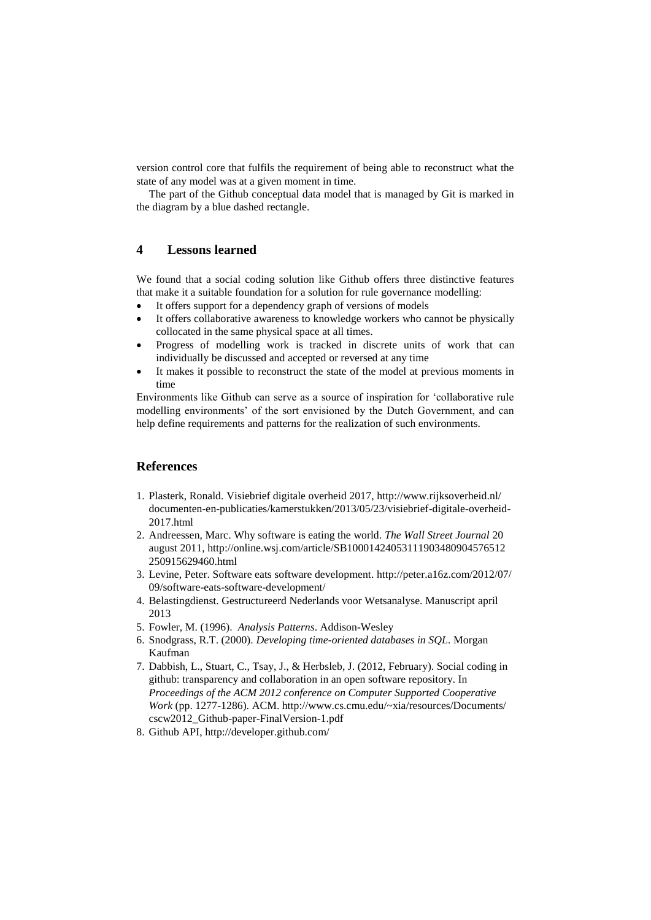version control core that fulfils the requirement of being able to reconstruct what the state of any model was at a given moment in time.

The part of the Github conceptual data model that is managed by Git is marked in the diagram by a blue dashed rectangle.

## 4 Lessons learned

We found that a social coding solution like Github offers three distinctive features that make it a suitable foundation for a solution for rule governance modelling:

- It offers support for a dependency graph of versions of models
- It offers collaborative awareness to knowledge workers who cannot be physically collocated in the same physical space at all times.
- Progress of modelling work is tracked in discrete units of work that can individually be discussed and accepted or reversed at any time
- It makes it possible to reconstruct the state of the model at previous moments in time

Environments like Github can serve as a source of inspiration for 'collaborative rule modelling environments' of the sort envisioned by the Dutch Government, and can help define requirements and patterns for the realization of such environments.

## References

1. Plasterk, Ronald. Visiebrief digitale overheid 2017, http://www.rijksoverheid.nl/documenten-en-publicaties/kamerstukken/2013/05/23/visiebrief-digitale-overheid-2017.html
2. Andreessen, Marc. Why software is eating the world. *The Wall Street Journal* 20 august 2011, http://online.wsj.com/article/SB10001424053111903480904576512250915629460.html
3. Levine, Peter. Software eats software development. http://peter.a16z.com/2012/07/09/software-eats-software-development/
4. Belastingdienst. Gestructureerd Nederlands voor Wetsanalyse. Manuscript april 2013
5. Fowler, M. (1996). *Analysis Patterns*. Addison-Wesley
6. Snodgrass, R.T. (2000). *Developing time-oriented databases in SQL*. Morgan Kaufman
7. Dabbish, L., Stuart, C., Tsay, J., & Herbsleb, J. (2012, February). Social coding in github: transparency and collaboration in an open software repository. In *Proceedings of the ACM 2012 conference on Computer Supported Cooperative Work* (pp. 1277-1286). ACM. http://www.cs.cmu.edu/~xia/resources/Documents/cscw2012_Github-paper-FinalVersion-1.pdf
8. Github API, http://developer.github.com/